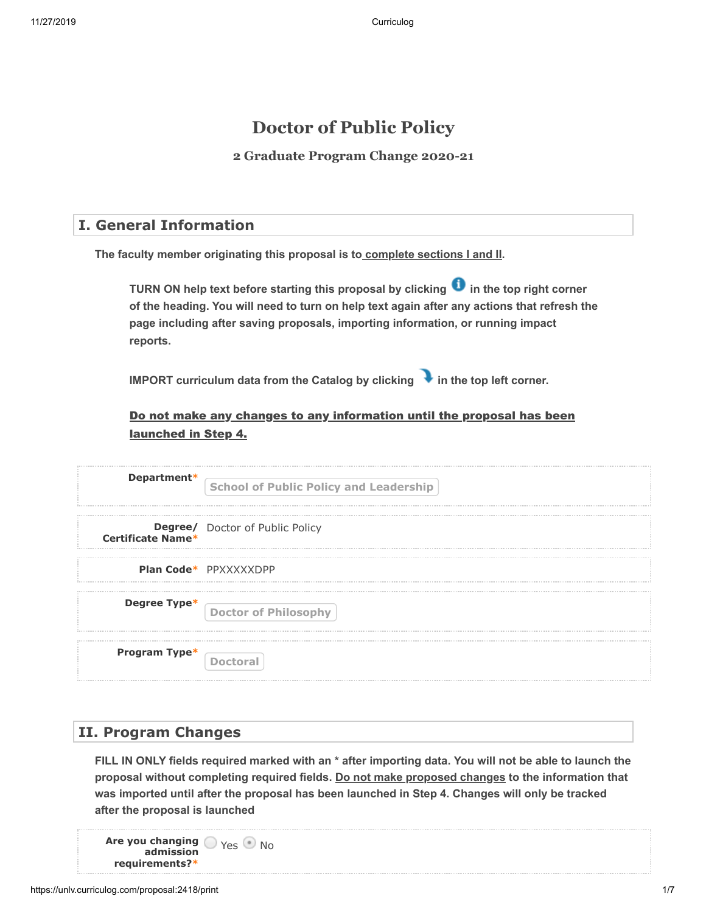# Doctor of Public Policy

### 2 Graduate Program Change 2020-21

## I. General Information

**The faculty member originating this proposal is to complete sections I and II.**

**TURN ON help text before starting this proposal by clicking in the top right corner of the heading. You will need to turn on help text again after any actions that refresh the page including after saving proposals, importing information, or running impact reports.**

**IMPORT curriculum data from the Catalog by clicking in the top left corner.**

**Do not make any changes to any information until the proposal has been launched in Step 4.**

| | |
|---|---|
| **Department*** | School of Public Policy and Leadership |
| **Degree/ Certificate Name*** | Doctor of Public Policy |
| **Plan Code*** | PPXXXXXDPP |
| **Degree Type*** | Doctor of Philosophy |
| **Program Type*** | Doctoral |

## II. Program Changes

**FILL IN ONLY fields required marked with an * after importing data. You will not be able to launch the proposal without completing required fields. Do not make proposed changes to the information that was imported until after the proposal has been launched in Step 4. Changes will only be tracked after the proposal is launched**

| | |
|---|---|
| **Are you changing admission requirements?*** | ○ Yes ● No |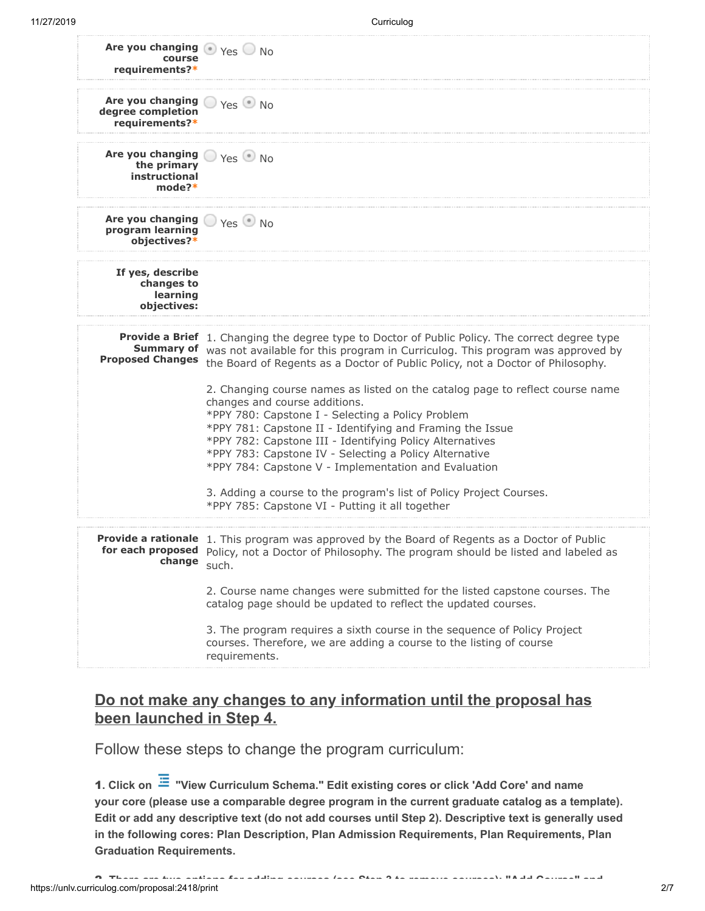**Are you changing course requirements?***

(•) Yes ( ) No

**Are you changing degree completion requirements?***

( ) Yes (•) No

**Are you changing the primary instructional mode?***

( ) Yes (•) No

**Are you changing program learning objectives?***

( ) Yes (•) No

**If yes, describe changes to learning objectives:**

**Provide a Brief Summary of Proposed Changes**

1. Changing the degree type to Doctor of Public Policy. The correct degree type was not available for this program in Curriculog. This program was approved by the Board of Regents as a Doctor of Public Policy, not a Doctor of Philosophy.

2. Changing course names as listed on the catalog page to reflect course name changes and course additions.
*PPY 780: Capstone I - Selecting a Policy Problem
*PPY 781: Capstone II - Identifying and Framing the Issue
*PPY 782: Capstone III - Identifying Policy Alternatives
*PPY 783: Capstone IV - Selecting a Policy Alternative
*PPY 784: Capstone V - Implementation and Evaluation

3. Adding a course to the program's list of Policy Project Courses.
*PPY 785: Capstone VI - Putting it all together

**Provide a rationale for each proposed change**

1. This program was approved by the Board of Regents as a Doctor of Public Policy, not a Doctor of Philosophy. The program should be listed and labeled as such.

2. Course name changes were submitted for the listed capstone courses. The catalog page should be updated to reflect the updated courses.

3. The program requires a sixth course in the sequence of Policy Project courses. Therefore, we are adding a course to the listing of course requirements.

## Do not make any changes to any information until the proposal has been launched in Step 4.

Follow these steps to change the program curriculum:

**1. Click on "View Curriculum Schema." Edit existing cores or click 'Add Core' and name your core (please use a comparable degree program in the current graduate catalog as a template). Edit or add any descriptive text (do not add courses until Step 2). Descriptive text is generally used in the following cores: Plan Description, Plan Admission Requirements, Plan Requirements, Plan Graduation Requirements.**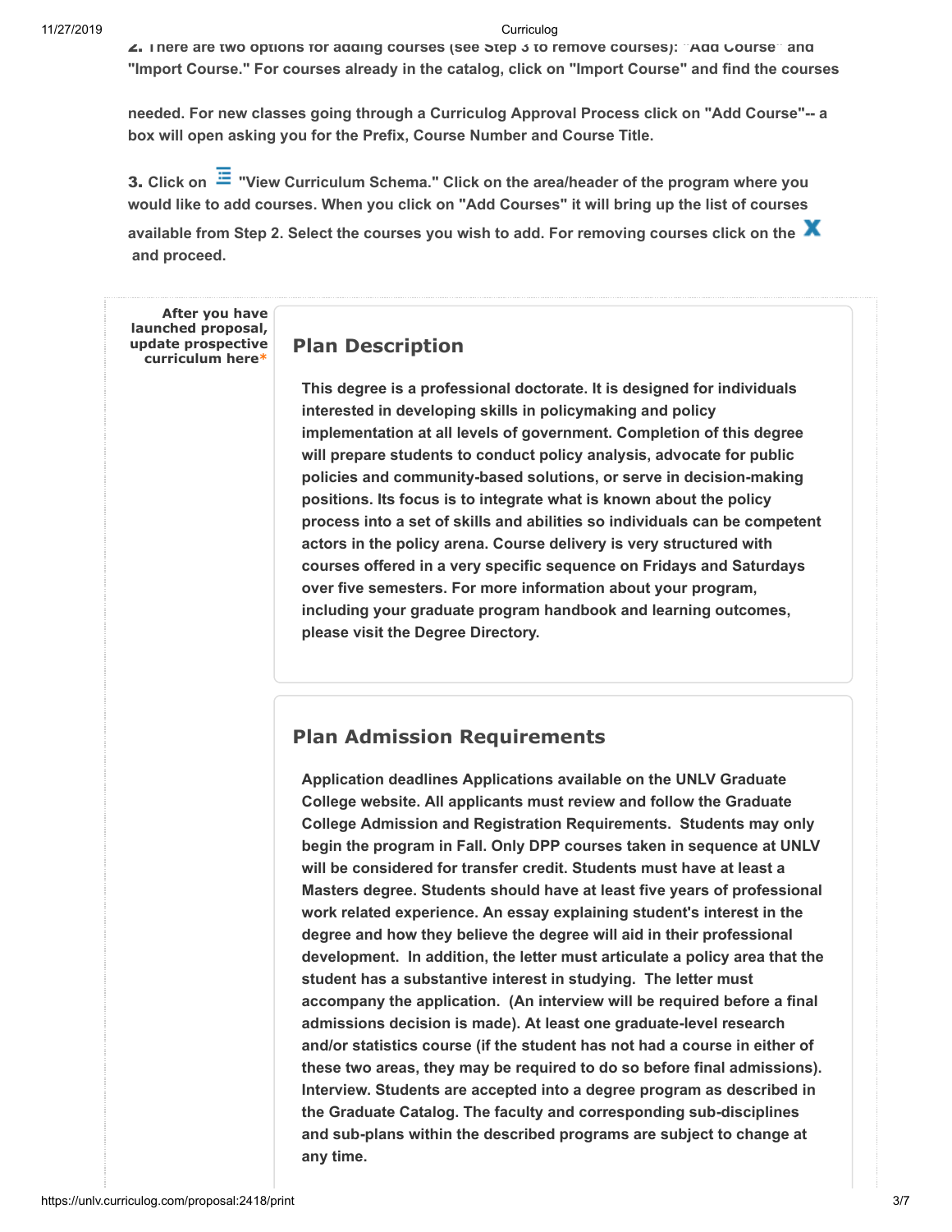**2.** There are two options for adding courses (see Step 3 to remove courses): "Add Course" and "Import Course." For courses already in the catalog, click on "Import Course" and find the courses

needed. For new classes going through a Curriculog Approval Process click on "Add Course"-- a box will open asking you for the Prefix, Course Number and Course Title.

**3.** Click on "View Curriculum Schema." Click on the area/header of the program where you would like to add courses. When you click on "Add Courses" it will bring up the list of courses available from Step 2. Select the courses you wish to add. For removing courses click on the X and proceed.

**After you have launched proposal, update prospective curriculum here***

## Plan Description

This degree is a professional doctorate. It is designed for individuals interested in developing skills in policymaking and policy implementation at all levels of government. Completion of this degree will prepare students to conduct policy analysis, advocate for public policies and community-based solutions, or serve in decision-making positions. Its focus is to integrate what is known about the policy process into a set of skills and abilities so individuals can be competent actors in the policy arena. Course delivery is very structured with courses offered in a very specific sequence on Fridays and Saturdays over five semesters. For more information about your program, including your graduate program handbook and learning outcomes, please visit the Degree Directory.

## Plan Admission Requirements

Application deadlines Applications available on the UNLV Graduate College website. All applicants must review and follow the Graduate College Admission and Registration Requirements. Students may only begin the program in Fall. Only DPP courses taken in sequence at UNLV will be considered for transfer credit. Students must have at least a Masters degree. Students should have at least five years of professional work related experience. An essay explaining student's interest in the degree and how they believe the degree will aid in their professional development. In addition, the letter must articulate a policy area that the student has a substantive interest in studying. The letter must accompany the application. (An interview will be required before a final admissions decision is made). At least one graduate-level research and/or statistics course (if the student has not had a course in either of these two areas, they may be required to do so before final admissions). Interview. Students are accepted into a degree program as described in the Graduate Catalog. The faculty and corresponding sub-disciplines and sub-plans within the described programs are subject to change at any time.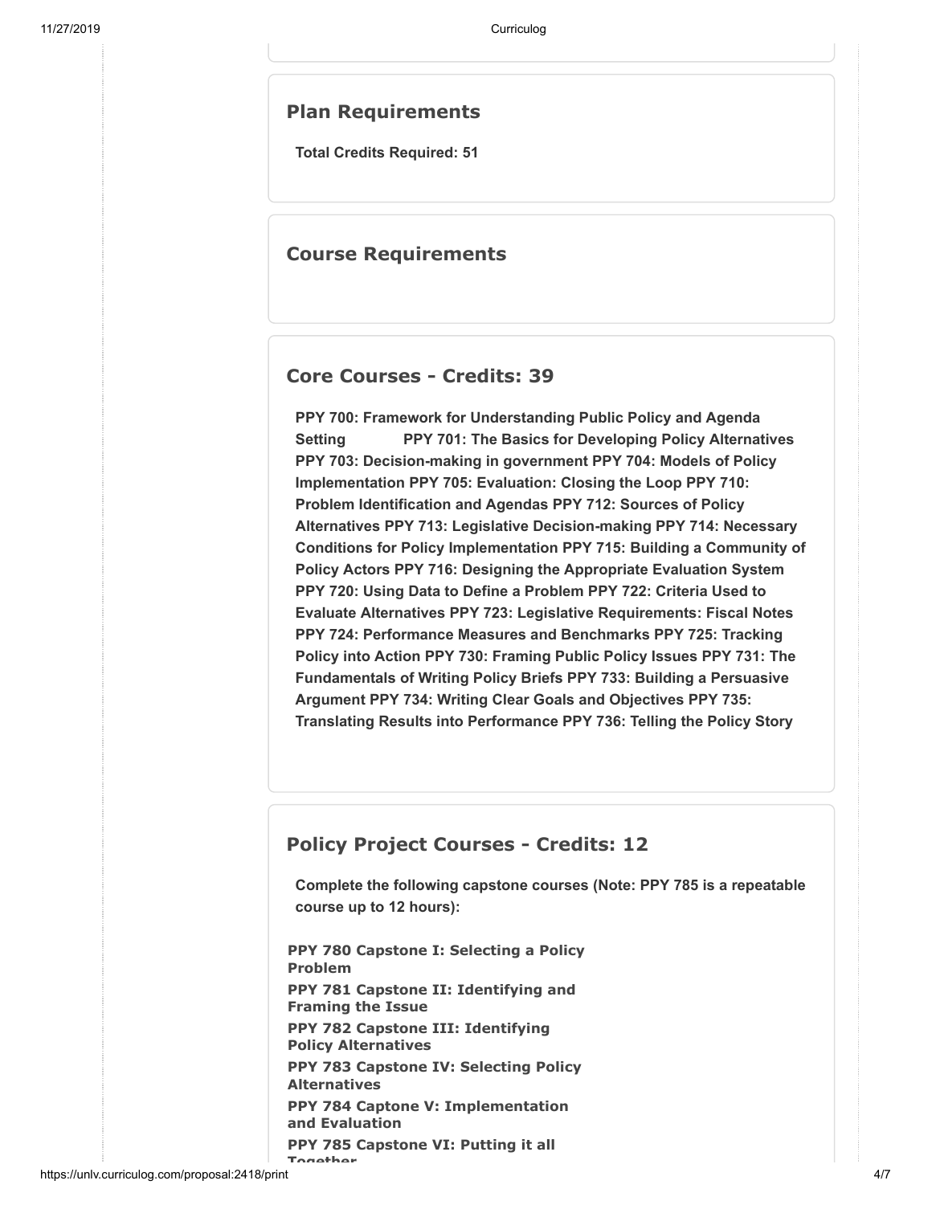## Plan Requirements

**Total Credits Required: 51**

## Course Requirements

## Core Courses - Credits: 39

**PPY 700: Framework for Understanding Public Policy and Agenda Setting PPY 701: The Basics for Developing Policy Alternatives PPY 703: Decision-making in government PPY 704: Models of Policy Implementation PPY 705: Evaluation: Closing the Loop PPY 710: Problem Identification and Agendas PPY 712: Sources of Policy Alternatives PPY 713: Legislative Decision-making PPY 714: Necessary Conditions for Policy Implementation PPY 715: Building a Community of Policy Actors PPY 716: Designing the Appropriate Evaluation System PPY 720: Using Data to Define a Problem PPY 722: Criteria Used to Evaluate Alternatives PPY 723: Legislative Requirements: Fiscal Notes PPY 724: Performance Measures and Benchmarks PPY 725: Tracking Policy into Action PPY 730: Framing Public Policy Issues PPY 731: The Fundamentals of Writing Policy Briefs PPY 733: Building a Persuasive Argument PPY 734: Writing Clear Goals and Objectives PPY 735: Translating Results into Performance PPY 736: Telling the Policy Story**

## Policy Project Courses - Credits: 12

**Complete the following capstone courses (Note: PPY 785 is a repeatable course up to 12 hours):**

**PPY 780 Capstone I: Selecting a Policy Problem**
**PPY 781 Capstone II: Identifying and Framing the Issue**
**PPY 782 Capstone III: Identifying Policy Alternatives**
**PPY 783 Capstone IV: Selecting Policy Alternatives**
**PPY 784 Captone V: Implementation and Evaluation**
**PPY 785 Capstone VI: Putting it all Together**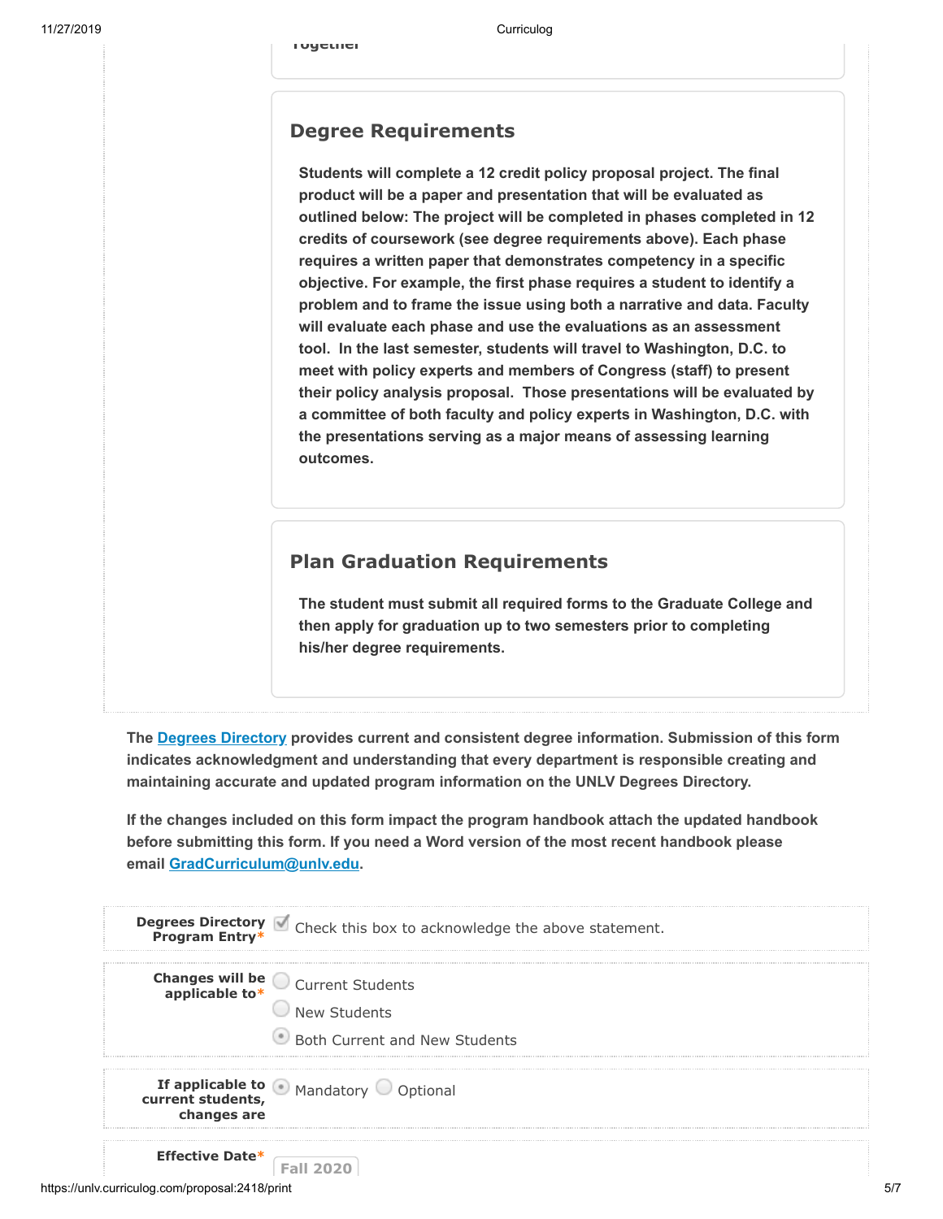Together

## Degree Requirements

**Students will complete a 12 credit policy proposal project. The final product will be a paper and presentation that will be evaluated as outlined below: The project will be completed in phases completed in 12 credits of coursework (see degree requirements above). Each phase requires a written paper that demonstrates competency in a specific objective. For example, the first phase requires a student to identify a problem and to frame the issue using both a narrative and data. Faculty will evaluate each phase and use the evaluations as an assessment tool. In the last semester, students will travel to Washington, D.C. to meet with policy experts and members of Congress (staff) to present their policy analysis proposal. Those presentations will be evaluated by a committee of both faculty and policy experts in Washington, D.C. with the presentations serving as a major means of assessing learning outcomes.**

## Plan Graduation Requirements

**The student must submit all required forms to the Graduate College and then apply for graduation up to two semesters prior to completing his/her degree requirements.**

**The [Degrees Directory](Degrees Directory) provides current and consistent degree information. Submission of this form indicates acknowledgment and understanding that every department is responsible creating and maintaining accurate and updated program information on the UNLV Degrees Directory.**

**If the changes included on this form impact the program handbook attach the updated handbook before submitting this form. If you need a Word version of the most recent handbook please email [GradCurriculum@unlv.edu](mailto:GradCurriculum@unlv.edu).**

**Degrees Directory Program Entry***
- [x] Check this box to acknowledge the above statement.

**Changes will be applicable to***
- ( ) Current Students
- ( ) New Students
- (•) Both Current and New Students

**If applicable to current students, changes are**
- (•) Mandatory ( ) Optional

**Effective Date***
Fall 2020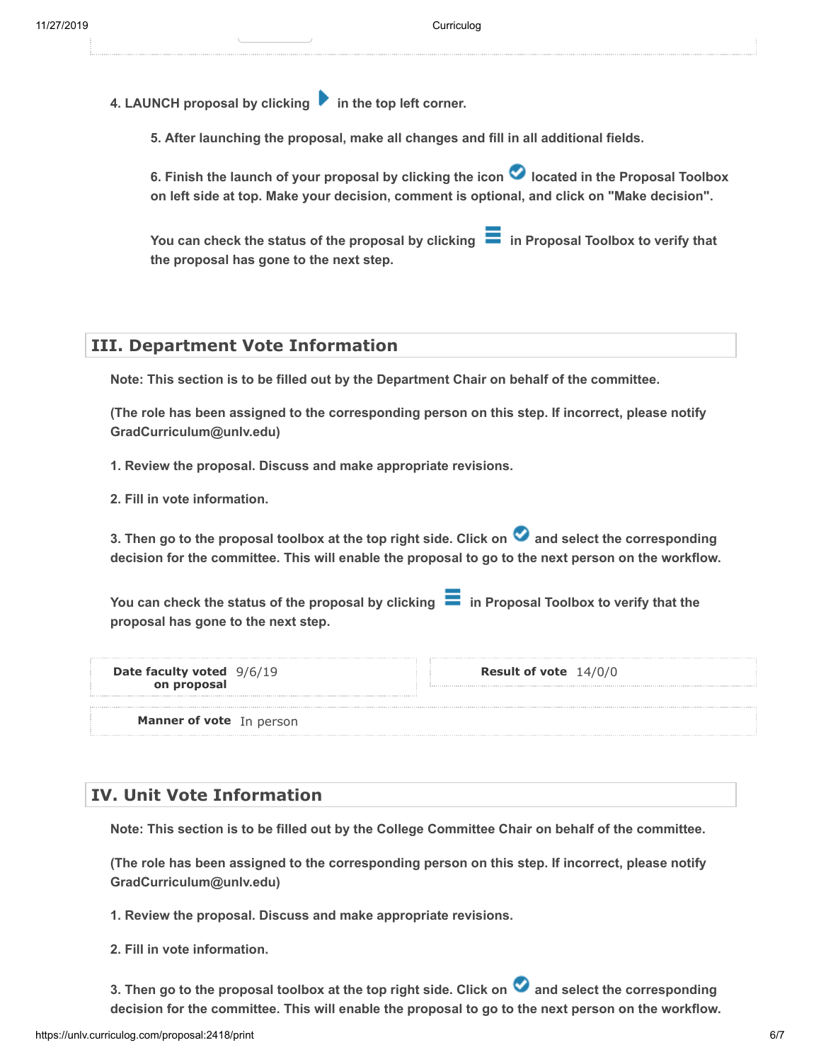4. LAUNCH proposal by clicking in the top left corner.

5. After launching the proposal, make all changes and fill in all additional fields.

6. Finish the launch of your proposal by clicking the icon located in the Proposal Toolbox on left side at top. Make your decision, comment is optional, and click on "Make decision".

You can check the status of the proposal by clicking in Proposal Toolbox to verify that the proposal has gone to the next step.

## III. Department Vote Information

**Note: This section is to be filled out by the Department Chair on behalf of the committee.**

**(The role has been assigned to the corresponding person on this step. If incorrect, please notify GradCurriculum@unlv.edu)**

**1. Review the proposal. Discuss and make appropriate revisions.**

**2. Fill in vote information.**

**3. Then go to the proposal toolbox at the top right side. Click on and select the corresponding decision for the committee. This will enable the proposal to go to the next person on the workflow.**

**You can check the status of the proposal by clicking in Proposal Toolbox to verify that the proposal has gone to the next step.**

**Date faculty voted on proposal** 9/6/19

**Result of vote** 14/0/0

**Manner of vote** In person

## IV. Unit Vote Information

**Note: This section is to be filled out by the College Committee Chair on behalf of the committee.**

**(The role has been assigned to the corresponding person on this step. If incorrect, please notify GradCurriculum@unlv.edu)**

**1. Review the proposal. Discuss and make appropriate revisions.**

**2. Fill in vote information.**

**3. Then go to the proposal toolbox at the top right side. Click on and select the corresponding decision for the committee. This will enable the proposal to go to the next person on the workflow.**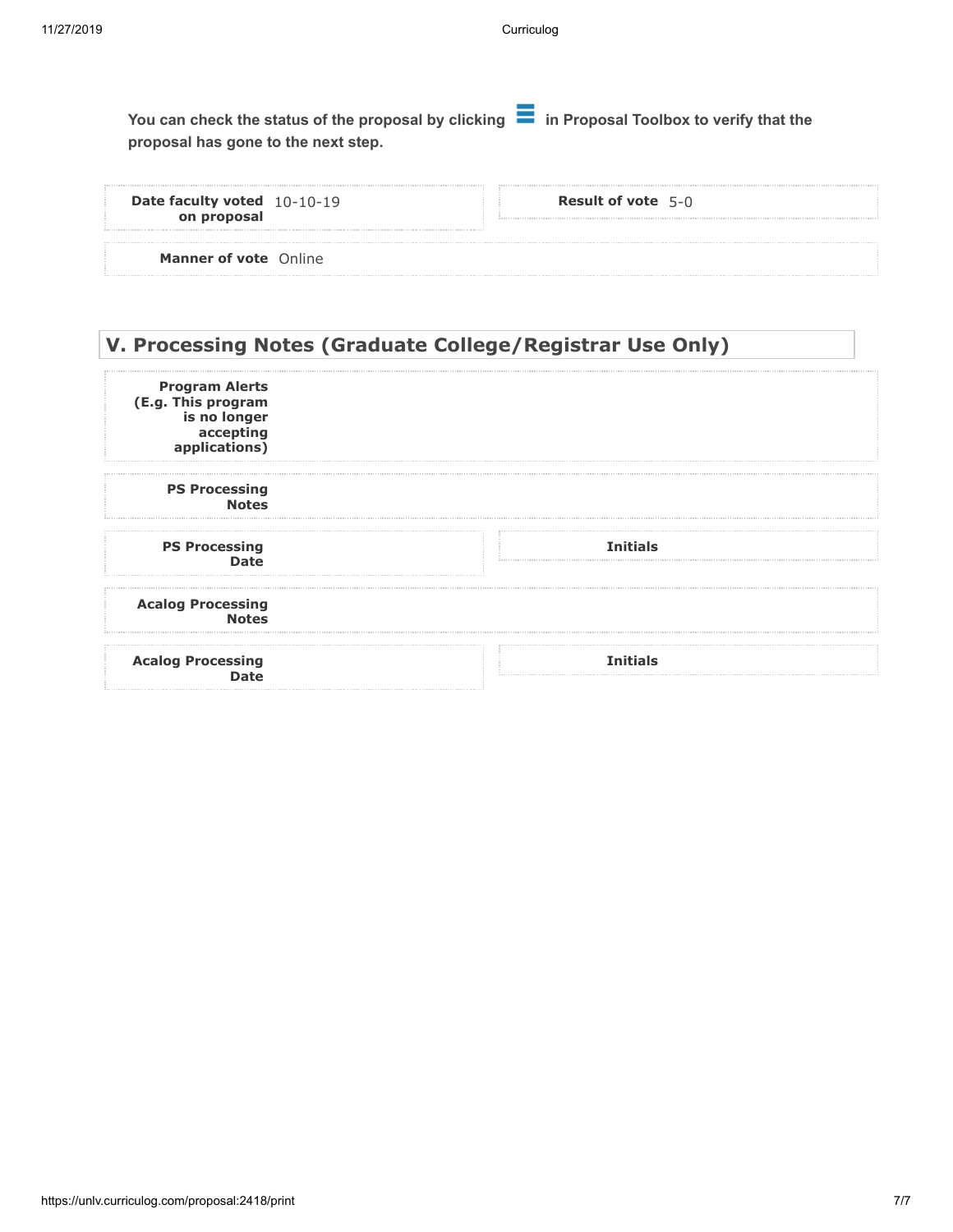**You can check the status of the proposal by clicking ☰ in Proposal Toolbox to verify that the proposal has gone to the next step.**

| | | | |
|---|---|---|---|
| **Date faculty voted on proposal** | 10-10-19 | **Result of vote** | 5-0 |
| **Manner of vote** | Online | | |

## V. Processing Notes (Graduate College/Registrar Use Only)

| | | | |
|---|---|---|---|
| **Program Alerts (E.g. This program is no longer accepting applications)** | | | |
| **PS Processing Notes** | | | |
| **PS Processing Date** | | **Initials** | |
| **Acalog Processing Notes** | | | |
| **Acalog Processing Date** | | **Initials** | |